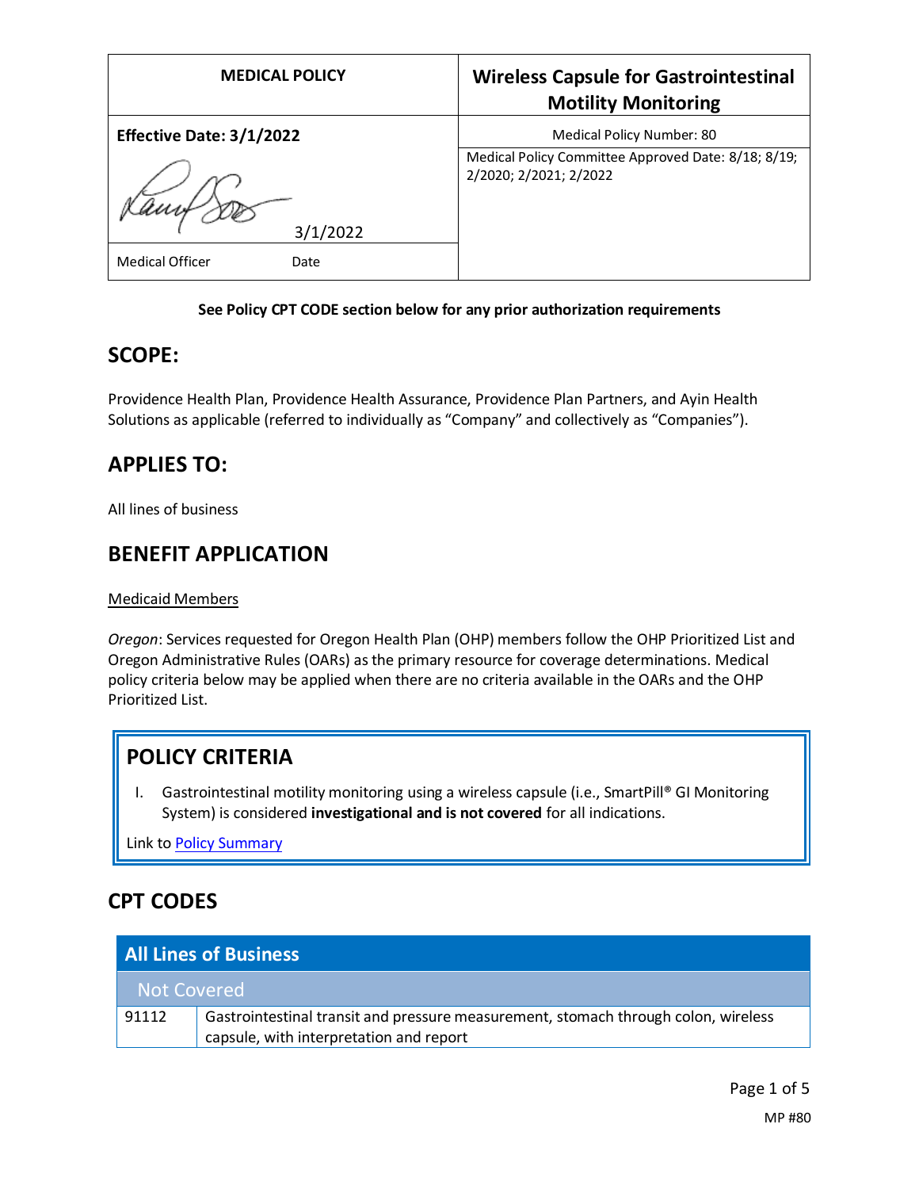| MEDICAL POLICY | Wireless Capsule for Gastrointestinal Motility Monitoring |
|---|---|
| **Effective Date: 3/1/2022** | Medical Policy Number: 80 |
| 3/1/2022 | Medical Policy Committee Approved Date: 8/18; 8/19; 2/2020; 2/2021; 2/2022 |
| Medical Officer Date | |

**See Policy CPT CODE section below for any prior authorization requirements**

## SCOPE:

Providence Health Plan, Providence Health Assurance, Providence Plan Partners, and Ayin Health Solutions as applicable (referred to individually as “Company” and collectively as “Companies”).

## APPLIES TO:

All lines of business

## BENEFIT APPLICATION

Medicaid Members

*Oregon*: Services requested for Oregon Health Plan (OHP) members follow the OHP Prioritized List and Oregon Administrative Rules (OARs) as the primary resource for coverage determinations. Medical policy criteria below may be applied when there are no criteria available in the OARs and the OHP Prioritized List.

## POLICY CRITERIA

I. Gastrointestinal motility monitoring using a wireless capsule (i.e., SmartPill® GI Monitoring System) is considered **investigational and is not covered** for all indications.

Link to Policy Summary

## CPT CODES

| All Lines of Business | |
|---|---|
| Not Covered | |
| 91112 | Gastrointestinal transit and pressure measurement, stomach through colon, wireless capsule, with interpretation and report |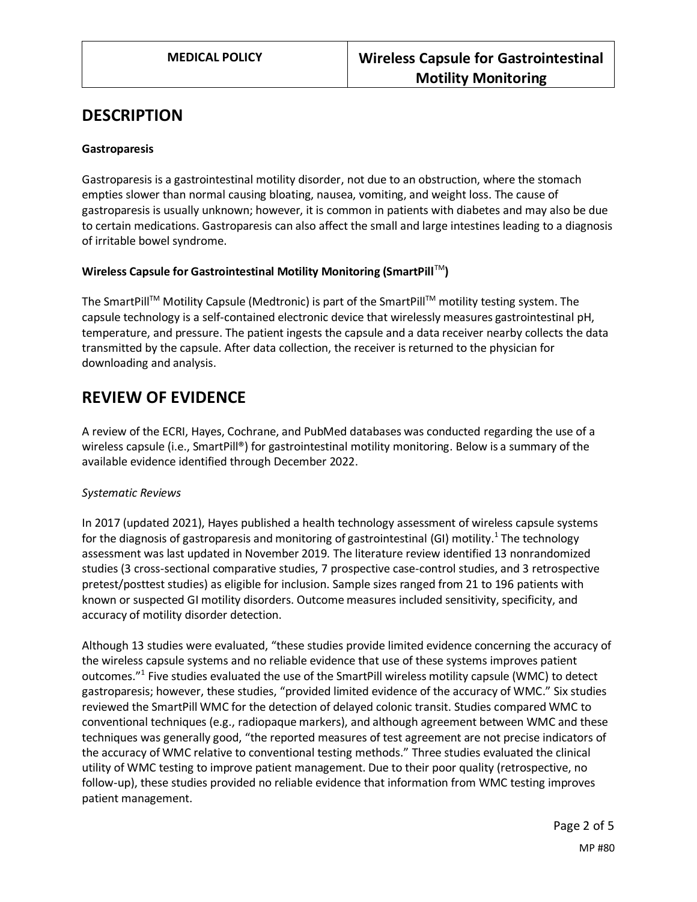## DESCRIPTION

**Gastroparesis**

Gastroparesis is a gastrointestinal motility disorder, not due to an obstruction, where the stomach empties slower than normal causing bloating, nausea, vomiting, and weight loss. The cause of gastroparesis is usually unknown; however, it is common in patients with diabetes and may also be due to certain medications. Gastroparesis can also affect the small and large intestines leading to a diagnosis of irritable bowel syndrome.

**Wireless Capsule for Gastrointestinal Motility Monitoring (SmartPill™)**

The SmartPill™ Motility Capsule (Medtronic) is part of the SmartPill™ motility testing system. The capsule technology is a self-contained electronic device that wirelessly measures gastrointestinal pH, temperature, and pressure. The patient ingests the capsule and a data receiver nearby collects the data transmitted by the capsule. After data collection, the receiver is returned to the physician for downloading and analysis.

## REVIEW OF EVIDENCE

A review of the ECRI, Hayes, Cochrane, and PubMed databases was conducted regarding the use of a wireless capsule (i.e., SmartPill®) for gastrointestinal motility monitoring. Below is a summary of the available evidence identified through December 2022.

*Systematic Reviews*

In 2017 (updated 2021), Hayes published a health technology assessment of wireless capsule systems for the diagnosis of gastroparesis and monitoring of gastrointestinal (GI) motility.[1] The technology assessment was last updated in November 2019. The literature review identified 13 nonrandomized studies (3 cross-sectional comparative studies, 7 prospective case-control studies, and 3 retrospective pretest/posttest studies) as eligible for inclusion. Sample sizes ranged from 21 to 196 patients with known or suspected GI motility disorders. Outcome measures included sensitivity, specificity, and accuracy of motility disorder detection.

Although 13 studies were evaluated, "these studies provide limited evidence concerning the accuracy of the wireless capsule systems and no reliable evidence that use of these systems improves patient outcomes."[1] Five studies evaluated the use of the SmartPill wireless motility capsule (WMC) to detect gastroparesis; however, these studies, "provided limited evidence of the accuracy of WMC." Six studies reviewed the SmartPill WMC for the detection of delayed colonic transit. Studies compared WMC to conventional techniques (e.g., radiopaque markers), and although agreement between WMC and these techniques was generally good, "the reported measures of test agreement are not precise indicators of the accuracy of WMC relative to conventional testing methods." Three studies evaluated the clinical utility of WMC testing to improve patient management. Due to their poor quality (retrospective, no follow-up), these studies provided no reliable evidence that information from WMC testing improves patient management.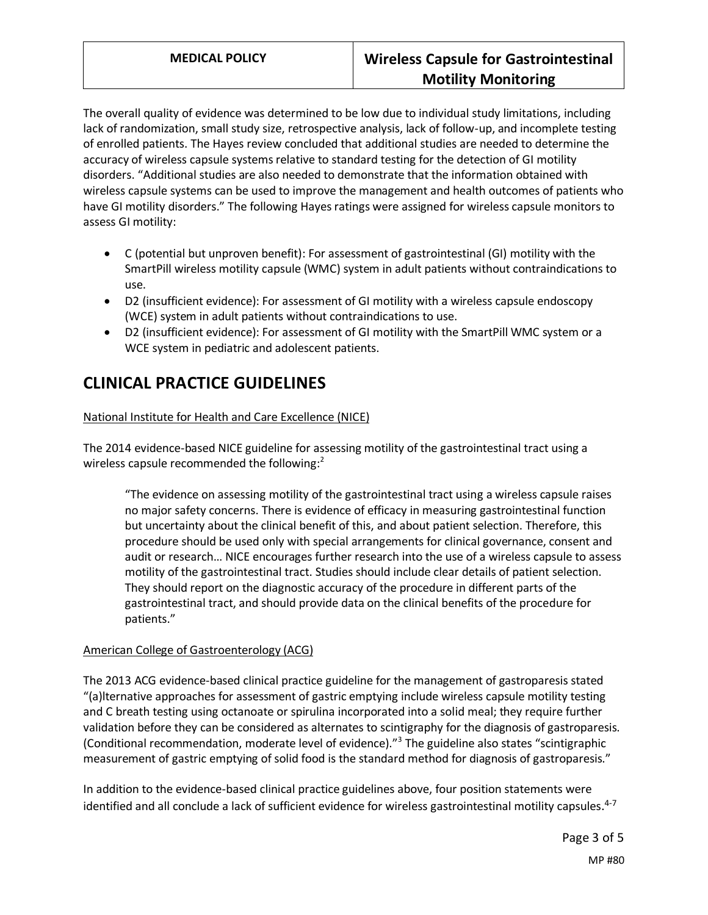The overall quality of evidence was determined to be low due to individual study limitations, including lack of randomization, small study size, retrospective analysis, lack of follow-up, and incomplete testing of enrolled patients. The Hayes review concluded that additional studies are needed to determine the accuracy of wireless capsule systems relative to standard testing for the detection of GI motility disorders. "Additional studies are also needed to demonstrate that the information obtained with wireless capsule systems can be used to improve the management and health outcomes of patients who have GI motility disorders." The following Hayes ratings were assigned for wireless capsule monitors to assess GI motility:

- C (potential but unproven benefit): For assessment of gastrointestinal (GI) motility with the SmartPill wireless motility capsule (WMC) system in adult patients without contraindications to use.
- D2 (insufficient evidence): For assessment of GI motility with a wireless capsule endoscopy (WCE) system in adult patients without contraindications to use.
- D2 (insufficient evidence): For assessment of GI motility with the SmartPill WMC system or a WCE system in pediatric and adolescent patients.

## CLINICAL PRACTICE GUIDELINES

National Institute for Health and Care Excellence (NICE)

The 2014 evidence-based NICE guideline for assessing motility of the gastrointestinal tract using a wireless capsule recommended the following:[2]

> "The evidence on assessing motility of the gastrointestinal tract using a wireless capsule raises no major safety concerns. There is evidence of efficacy in measuring gastrointestinal function but uncertainty about the clinical benefit of this, and about patient selection. Therefore, this procedure should be used only with special arrangements for clinical governance, consent and audit or research… NICE encourages further research into the use of a wireless capsule to assess motility of the gastrointestinal tract. Studies should include clear details of patient selection. They should report on the diagnostic accuracy of the procedure in different parts of the gastrointestinal tract, and should provide data on the clinical benefits of the procedure for patients."

American College of Gastroenterology (ACG)

The 2013 ACG evidence-based clinical practice guideline for the management of gastroparesis stated "(a)lternative approaches for assessment of gastric emptying include wireless capsule motility testing and C breath testing using octanoate or spirulina incorporated into a solid meal; they require further validation before they can be considered as alternates to scintigraphy for the diagnosis of gastroparesis. (Conditional recommendation, moderate level of evidence)."[3] The guideline also states "scintigraphic measurement of gastric emptying of solid food is the standard method for diagnosis of gastroparesis."

In addition to the evidence-based clinical practice guidelines above, four position statements were identified and all conclude a lack of sufficient evidence for wireless gastrointestinal motility capsules.[4-7]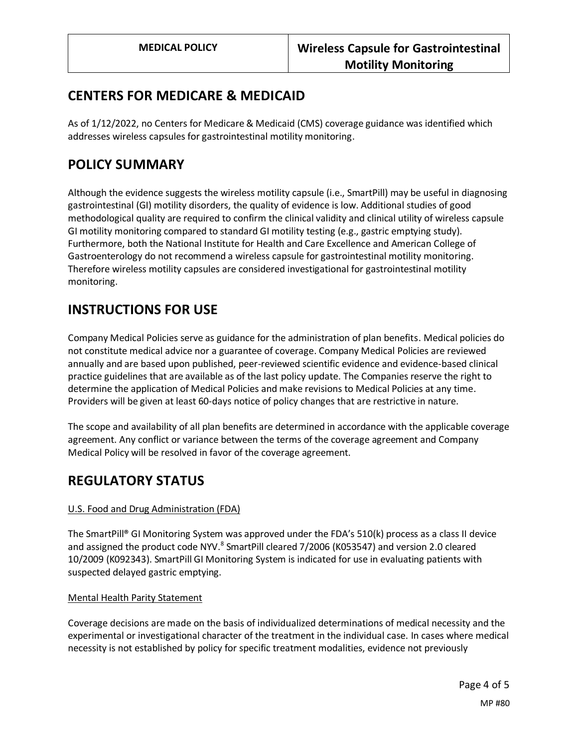## CENTERS FOR MEDICARE & MEDICAID

As of 1/12/2022, no Centers for Medicare & Medicaid (CMS) coverage guidance was identified which addresses wireless capsules for gastrointestinal motility monitoring.

## POLICY SUMMARY

Although the evidence suggests the wireless motility capsule (i.e., SmartPill) may be useful in diagnosing gastrointestinal (GI) motility disorders, the quality of evidence is low. Additional studies of good methodological quality are required to confirm the clinical validity and clinical utility of wireless capsule GI motility monitoring compared to standard GI motility testing (e.g., gastric emptying study). Furthermore, both the National Institute for Health and Care Excellence and American College of Gastroenterology do not recommend a wireless capsule for gastrointestinal motility monitoring. Therefore wireless motility capsules are considered investigational for gastrointestinal motility monitoring.

## INSTRUCTIONS FOR USE

Company Medical Policies serve as guidance for the administration of plan benefits. Medical policies do not constitute medical advice nor a guarantee of coverage. Company Medical Policies are reviewed annually and are based upon published, peer-reviewed scientific evidence and evidence-based clinical practice guidelines that are available as of the last policy update. The Companies reserve the right to determine the application of Medical Policies and make revisions to Medical Policies at any time. Providers will be given at least 60-days notice of policy changes that are restrictive in nature.

The scope and availability of all plan benefits are determined in accordance with the applicable coverage agreement. Any conflict or variance between the terms of the coverage agreement and Company Medical Policy will be resolved in favor of the coverage agreement.

## REGULATORY STATUS

U.S. Food and Drug Administration (FDA)

The SmartPill® GI Monitoring System was approved under the FDA's 510(k) process as a class II device and assigned the product code NYV.[8] SmartPill cleared 7/2006 (K053547) and version 2.0 cleared 10/2009 (K092343). SmartPill GI Monitoring System is indicated for use in evaluating patients with suspected delayed gastric emptying.

Mental Health Parity Statement

Coverage decisions are made on the basis of individualized determinations of medical necessity and the experimental or investigational character of the treatment in the individual case. In cases where medical necessity is not established by policy for specific treatment modalities, evidence not previously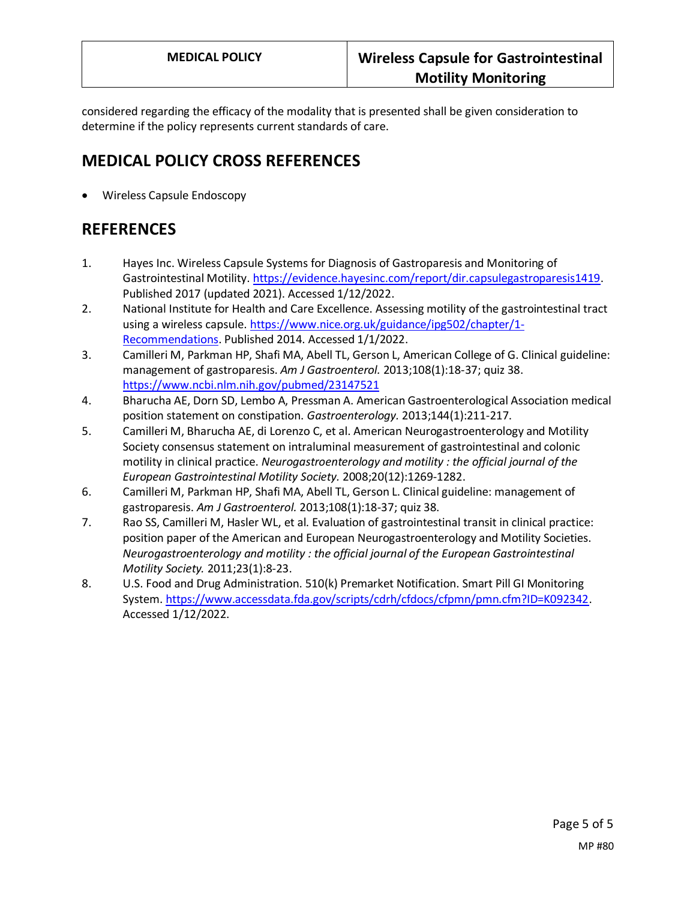considered regarding the efficacy of the modality that is presented shall be given consideration to determine if the policy represents current standards of care.

## MEDICAL POLICY CROSS REFERENCES

- Wireless Capsule Endoscopy

## REFERENCES

1. Hayes Inc. Wireless Capsule Systems for Diagnosis of Gastroparesis and Monitoring of Gastrointestinal Motility. https://evidence.hayesinc.com/report/dir.capsulegastroparesis1419. Published 2017 (updated 2021). Accessed 1/12/2022.
2. National Institute for Health and Care Excellence. Assessing motility of the gastrointestinal tract using a wireless capsule. https://www.nice.org.uk/guidance/ipg502/chapter/1-Recommendations. Published 2014. Accessed 1/1/2022.
3. Camilleri M, Parkman HP, Shafi MA, Abell TL, Gerson L, American College of G. Clinical guideline: management of gastroparesis. *Am J Gastroenterol.* 2013;108(1):18-37; quiz 38. https://www.ncbi.nlm.nih.gov/pubmed/23147521
4. Bharucha AE, Dorn SD, Lembo A, Pressman A. American Gastroenterological Association medical position statement on constipation. *Gastroenterology.* 2013;144(1):211-217.
5. Camilleri M, Bharucha AE, di Lorenzo C, et al. American Neurogastroenterology and Motility Society consensus statement on intraluminal measurement of gastrointestinal and colonic motility in clinical practice. *Neurogastroenterology and motility : the official journal of the European Gastrointestinal Motility Society.* 2008;20(12):1269-1282.
6. Camilleri M, Parkman HP, Shafi MA, Abell TL, Gerson L. Clinical guideline: management of gastroparesis. *Am J Gastroenterol.* 2013;108(1):18-37; quiz 38.
7. Rao SS, Camilleri M, Hasler WL, et al. Evaluation of gastrointestinal transit in clinical practice: position paper of the American and European Neurogastroenterology and Motility Societies. *Neurogastroenterology and motility : the official journal of the European Gastrointestinal Motility Society.* 2011;23(1):8-23.
8. U.S. Food and Drug Administration. 510(k) Premarket Notification. Smart Pill GI Monitoring System. https://www.accessdata.fda.gov/scripts/cdrh/cfdocs/cfpmn/pmn.cfm?ID=K092342. Accessed 1/12/2022.